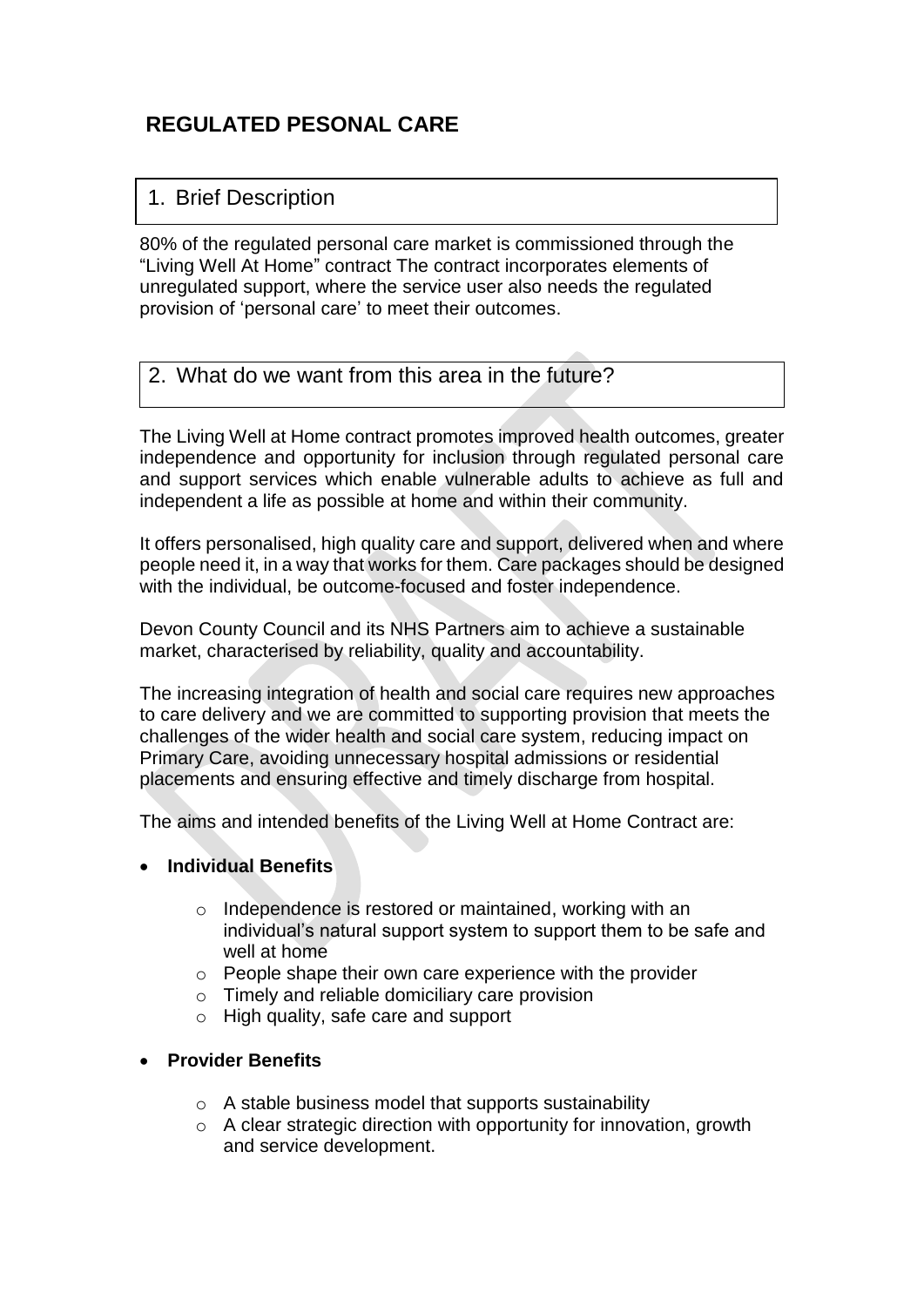# REGULATED PESONAL CARE

## 1. Brief Description

80% of the regulated personal care market is commissioned through the "Living Well At Home" contract The contract incorporates elements of unregulated support, where the service user also needs the regulated provision of 'personal care' to meet their outcomes.

## 2. What do we want from this area in the future?

The Living Well at Home contract promotes improved health outcomes, greater independence and opportunity for inclusion through regulated personal care and support services which enable vulnerable adults to achieve as full and independent a life as possible at home and within their community.

It offers personalised, high quality care and support, delivered when and where people need it, in a way that works for them. Care packages should be designed with the individual, be outcome-focused and foster independence.

Devon County Council and its NHS Partners aim to achieve a sustainable market, characterised by reliability, quality and accountability.

The increasing integration of health and social care requires new approaches to care delivery and we are committed to supporting provision that meets the challenges of the wider health and social care system, reducing impact on Primary Care, avoiding unnecessary hospital admissions or residential placements and ensuring effective and timely discharge from hospital.

The aims and intended benefits of the Living Well at Home Contract are:

- **Individual Benefits**
  - Independence is restored or maintained, working with an individual's natural support system to support them to be safe and well at home
  - People shape their own care experience with the provider
  - Timely and reliable domiciliary care provision
  - High quality, safe care and support
- **Provider Benefits**
  - A stable business model that supports sustainability
  - A clear strategic direction with opportunity for innovation, growth and service development.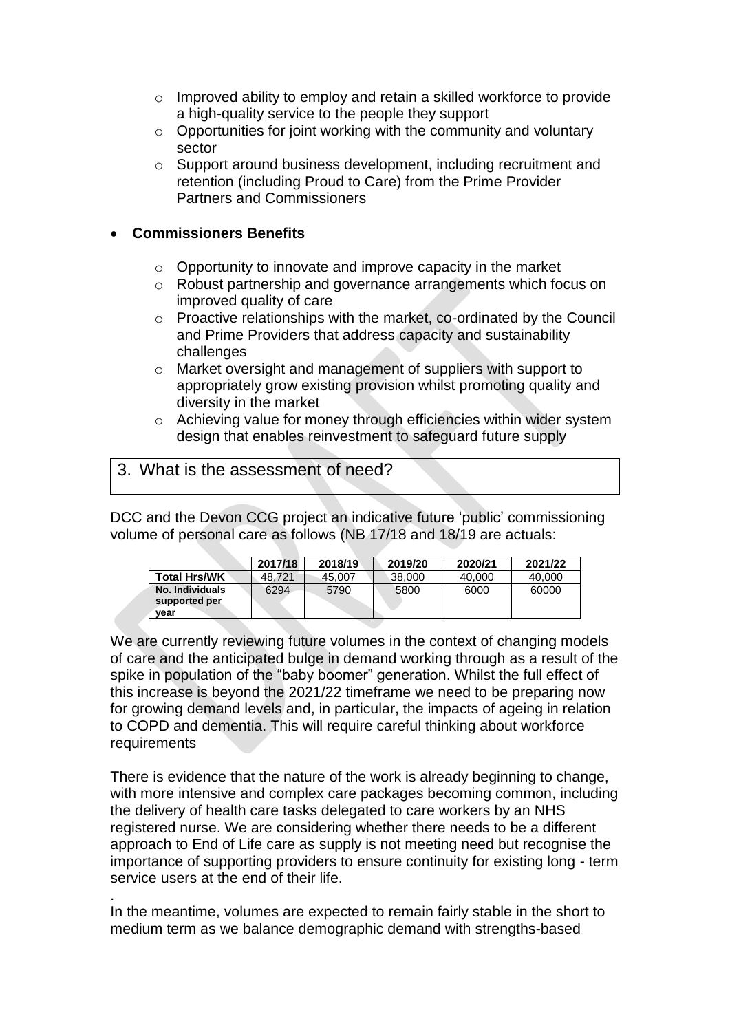- Improved ability to employ and retain a skilled workforce to provide a high-quality service to the people they support
  - Opportunities for joint working with the community and voluntary sector
  - Support around business development, including recruitment and retention (including Proud to Care) from the Prime Provider Partners and Commissioners

- **Commissioners Benefits**
  - Opportunity to innovate and improve capacity in the market
  - Robust partnership and governance arrangements which focus on improved quality of care
  - Proactive relationships with the market, co-ordinated by the Council and Prime Providers that address capacity and sustainability challenges
  - Market oversight and management of suppliers with support to appropriately grow existing provision whilst promoting quality and diversity in the market
  - Achieving value for money through efficiencies within wider system design that enables reinvestment to safeguard future supply

## 3. What is the assessment of need?

DCC and the Devon CCG project an indicative future 'public' commissioning volume of personal care as follows (NB 17/18 and 18/19 are actuals:

| | 2017/18 | 2018/19 | 2019/20 | 2020/21 | 2021/22 |
|---|---|---|---|---|---|
| **Total Hrs/WK** | 48,721 | 45,007 | 38,000 | 40,000 | 40,000 |
| **No. Individuals supported per year** | 6294 | 5790 | 5800 | 6000 | 60000 |

We are currently reviewing future volumes in the context of changing models of care and the anticipated bulge in demand working through as a result of the spike in population of the "baby boomer" generation. Whilst the full effect of this increase is beyond the 2021/22 timeframe we need to be preparing now for growing demand levels and, in particular, the impacts of ageing in relation to COPD and dementia. This will require careful thinking about workforce requirements

There is evidence that the nature of the work is already beginning to change, with more intensive and complex care packages becoming common, including the delivery of health care tasks delegated to care workers by an NHS registered nurse. We are considering whether there needs to be a different approach to End of Life care as supply is not meeting need but recognise the importance of supporting providers to ensure continuity for existing long - term service users at the end of their life.

.

In the meantime, volumes are expected to remain fairly stable in the short to medium term as we balance demographic demand with strengths-based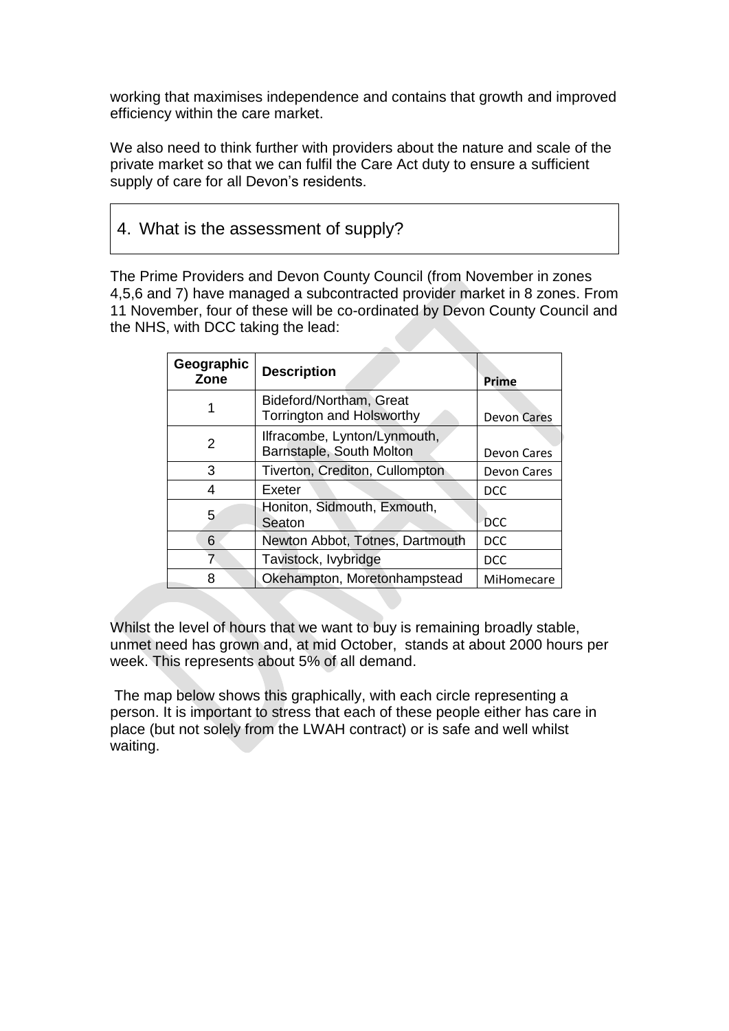working that maximises independence and contains that growth and improved efficiency within the care market.

We also need to think further with providers about the nature and scale of the private market so that we can fulfil the Care Act duty to ensure a sufficient supply of care for all Devon's residents.

## 4. What is the assessment of supply?

The Prime Providers and Devon County Council (from November in zones 4,5,6 and 7) have managed a subcontracted provider market in 8 zones. From 11 November, four of these will be co-ordinated by Devon County Council and the NHS, with DCC taking the lead:

| Geographic Zone | Description | Prime |
|---|---|---|
| 1 | Bideford/Northam, Great Torrington and Holsworthy | Devon Cares |
| 2 | Ilfracombe, Lynton/Lynmouth, Barnstaple, South Molton | Devon Cares |
| 3 | Tiverton, Crediton, Cullompton | Devon Cares |
| 4 | Exeter | DCC |
| 5 | Honiton, Sidmouth, Exmouth, Seaton | DCC |
| 6 | Newton Abbot, Totnes, Dartmouth | DCC |
| 7 | Tavistock, Ivybridge | DCC |
| 8 | Okehampton, Moretonhampstead | MiHomecare |

Whilst the level of hours that we want to buy is remaining broadly stable, unmet need has grown and, at mid October, stands at about 2000 hours per week. This represents about 5% of all demand.

The map below shows this graphically, with each circle representing a person. It is important to stress that each of these people either has care in place (but not solely from the LWAH contract) or is safe and well whilst waiting.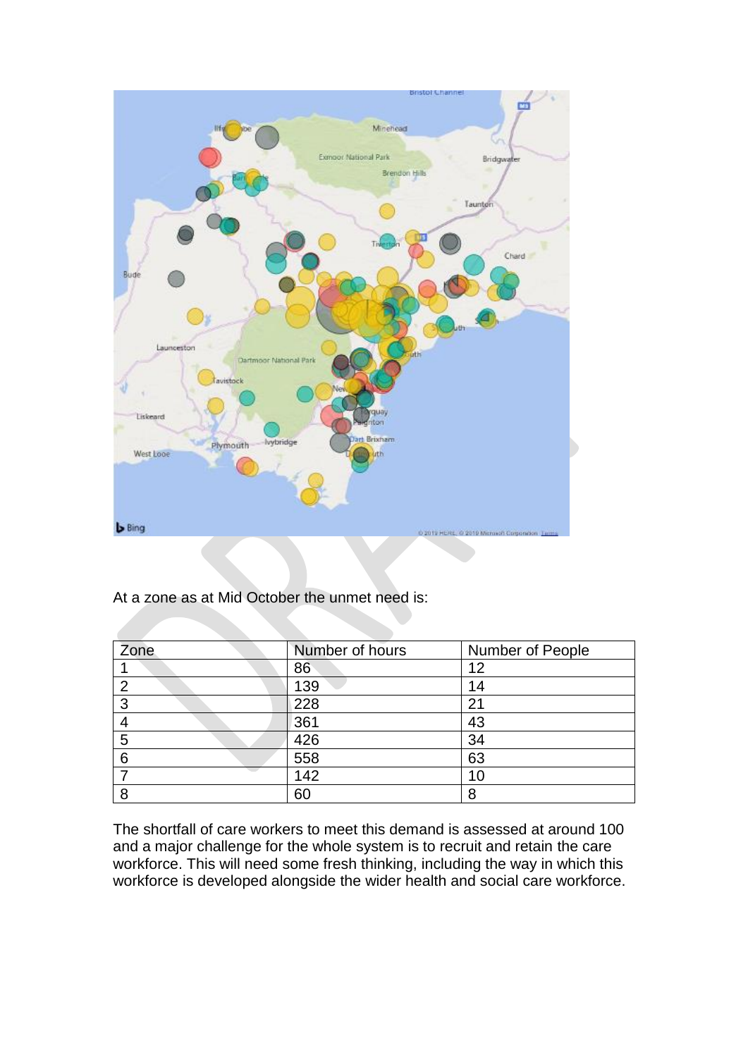At a zone as at Mid October the unmet need is:

| Zone | Number of hours | Number of People |
| --- | --- | --- |
| 1 | 86 | 12 |
| 2 | 139 | 14 |
| 3 | 228 | 21 |
| 4 | 361 | 43 |
| 5 | 426 | 34 |
| 6 | 558 | 63 |
| 7 | 142 | 10 |
| 8 | 60 | 8 |

The shortfall of care workers to meet this demand is assessed at around 100 and a major challenge for the whole system is to recruit and retain the care workforce. This will need some fresh thinking, including the way in which this workforce is developed alongside the wider health and social care workforce.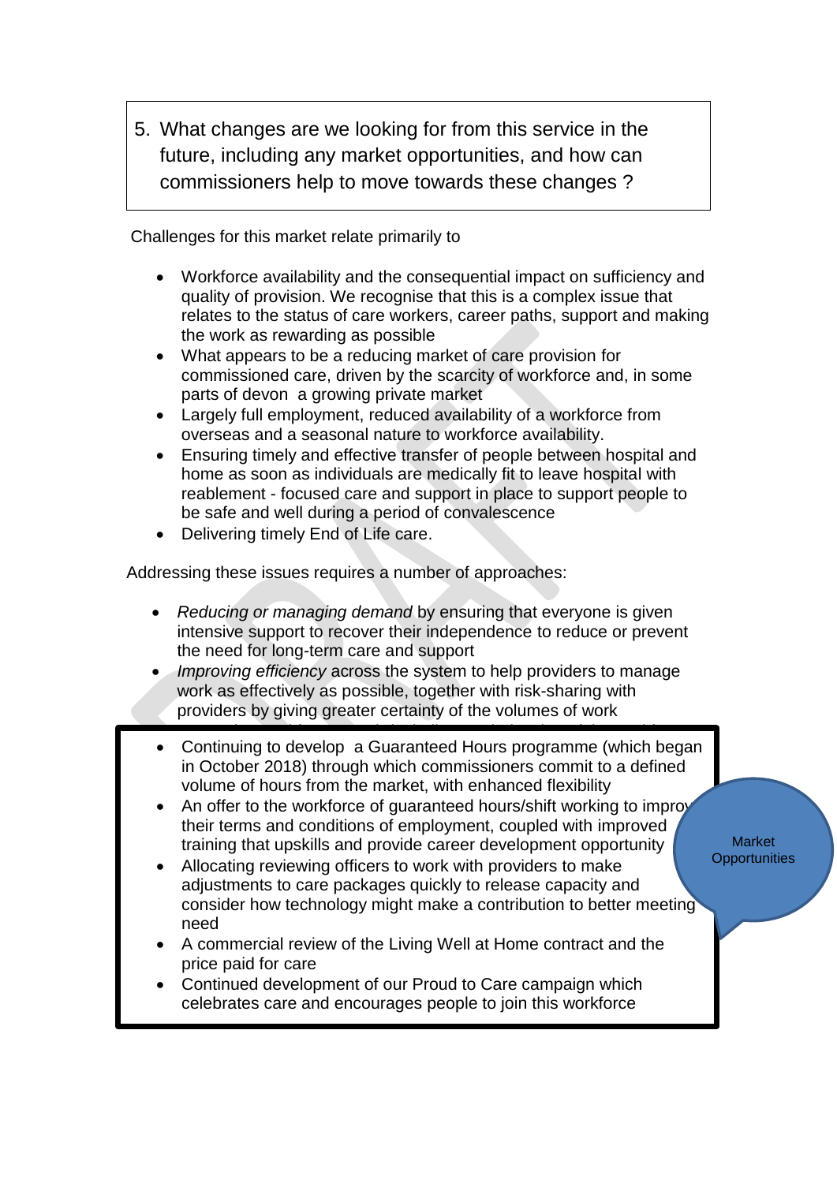5. What changes are we looking for from this service in the future, including any market opportunities, and how can commissioners help to move towards these changes ?

Challenges for this market relate primarily to

- Workforce availability and the consequential impact on sufficiency and quality of provision. We recognise that this is a complex issue that relates to the status of care workers, career paths, support and making the work as rewarding as possible
- What appears to be a reducing market of care provision for commissioned care, driven by the scarcity of workforce and, in some parts of devon a growing private market
- Largely full employment, reduced availability of a workforce from overseas and a seasonal nature to workforce availability.
- Ensuring timely and effective transfer of people between hospital and home as soon as individuals are medically fit to leave hospital with reablement - focused care and support in place to support people to be safe and well during a period of convalescence
- Delivering timely End of Life care.

Addressing these issues requires a number of approaches:

- *Reducing or managing demand* by ensuring that everyone is given intensive support to recover their independence to reduce or prevent the need for long-term care and support
- *Improving efficiency* across the system to help providers to manage work as effectively as possible, together with risk-sharing with providers by giving greater certainty of the volumes of work

Market Opportunities

- Continuing to develop a Guaranteed Hours programme (which began in October 2018) through which commissioners commit to a defined volume of hours from the market, with enhanced flexibility
- An offer to the workforce of guaranteed hours/shift working to improv their terms and conditions of employment, coupled with improved training that upskills and provide career development opportunity
- Allocating reviewing officers to work with providers to make adjustments to care packages quickly to release capacity and consider how technology might make a contribution to better meeting need
- A commercial review of the Living Well at Home contract and the price paid for care
- Continued development of our Proud to Care campaign which celebrates care and encourages people to join this workforce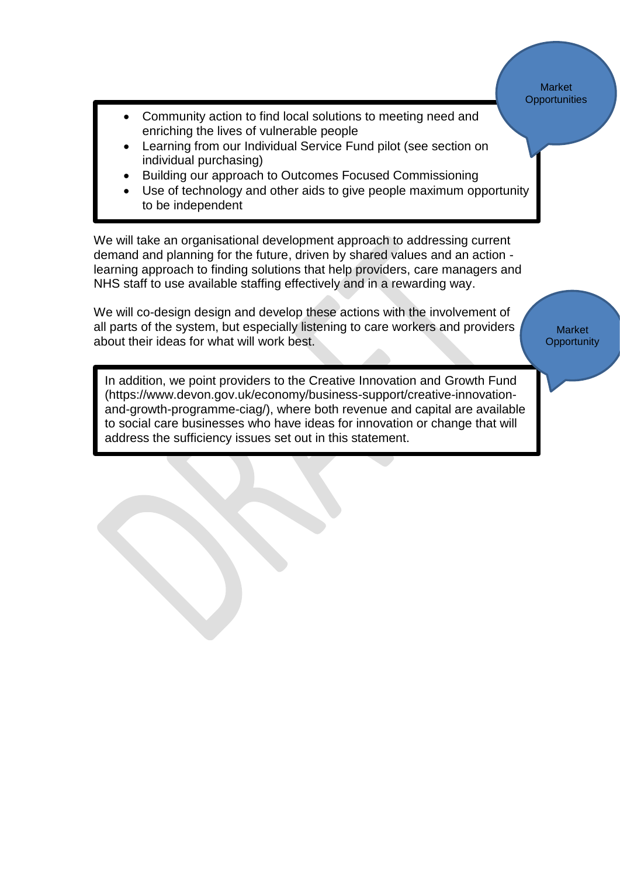Market Opportunities

- Community action to find local solutions to meeting need and enriching the lives of vulnerable people
- Learning from our Individual Service Fund pilot (see section on individual purchasing)
- Building our approach to Outcomes Focused Commissioning
- Use of technology and other aids to give people maximum opportunity to be independent

We will take an organisational development approach to addressing current demand and planning for the future, driven by shared values and an action - learning approach to finding solutions that help providers, care managers and NHS staff to use available staffing effectively and in a rewarding way.

We will co-design design and develop these actions with the involvement of all parts of the system, but especially listening to care workers and providers about their ideas for what will work best.

Market Opportunity

In addition, we point providers to the Creative Innovation and Growth Fund (https://www.devon.gov.uk/economy/business-support/creative-innovation-and-growth-programme-ciag/), where both revenue and capital are available to social care businesses who have ideas for innovation or change that will address the sufficiency issues set out in this statement.